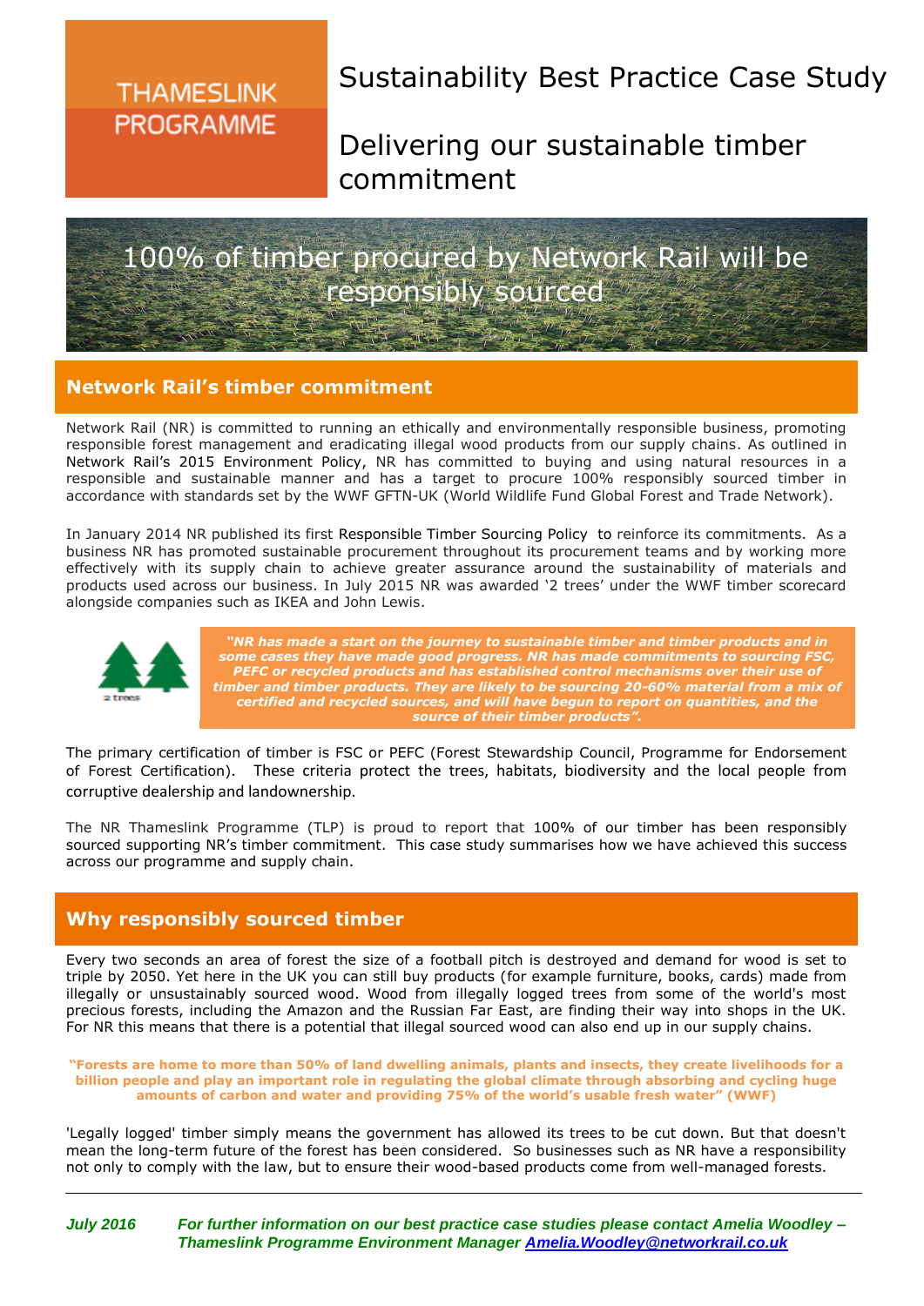THAMESLINK PROGRAMME

# Sustainability Best Practice Case Study

# Delivering our sustainable timber commitment

100% of timber procured by Network Rail will be responsibly sourced

## Network Rail's timber commitment

Network Rail (NR) is committed to running an ethically and environmentally responsible business, promoting responsible forest management and eradicating illegal wood products from our supply chains. As outlined in Network Rail's 2015 Environment Policy, NR has committed to buying and using natural resources in a responsible and sustainable manner and has a target to procure 100% responsibly sourced timber in accordance with standards set by the WWF GFTN-UK (World Wildlife Fund Global Forest and Trade Network).

In January 2014 NR published its first Responsible Timber Sourcing Policy to reinforce its commitments. As a business NR has promoted sustainable procurement throughout its procurement teams and by working more effectively with its supply chain to achieve greater assurance around the sustainability of materials and products used across our business. In July 2015 NR was awarded '2 trees' under the WWF timber scorecard alongside companies such as IKEA and John Lewis.

2 trees

***"NR has made a start on the journey to sustainable timber and timber products and in some cases they have made good progress. NR has made commitments to sourcing FSC, PEFC or recycled products and has established control mechanisms over their use of timber and timber products. They are likely to be sourcing 20-60% material from a mix of certified and recycled sources, and will have begun to report on quantities, and the source of their timber products".***

The primary certification of timber is FSC or PEFC (Forest Stewardship Council, Programme for Endorsement of Forest Certification). These criteria protect the trees, habitats, biodiversity and the local people from corruptive dealership and landownership.

The NR Thameslink Programme (TLP) is proud to report that 100% of our timber has been responsibly sourced supporting NR's timber commitment. This case study summarises how we have achieved this success across our programme and supply chain.

## Why responsibly sourced timber

Every two seconds an area of forest the size of a football pitch is destroyed and demand for wood is set to triple by 2050. Yet here in the UK you can still buy products (for example furniture, books, cards) made from illegally or unsustainably sourced wood. Wood from illegally logged trees from some of the world's most precious forests, including the Amazon and the Russian Far East, are finding their way into shops in the UK. For NR this means that there is a potential that illegal sourced wood can also end up in our supply chains.

**"Forests are home to more than 50% of land dwelling animals, plants and insects, they create livelihoods for a billion people and play an important role in regulating the global climate through absorbing and cycling huge amounts of carbon and water and providing 75% of the world's usable fresh water" (WWF)**

'Legally logged' timber simply means the government has allowed its trees to be cut down. But that doesn't mean the long-term future of the forest has been considered. So businesses such as NR have a responsibility not only to comply with the law, but to ensure their wood-based products come from well-managed forests.

***July 2016*** ***For further information on our best practice case studies please contact Amelia Woodley – Thameslink Programme Environment Manager [Amelia.Woodley@networkrail.co.uk](mailto:Amelia.Woodley@networkrail.co.uk)***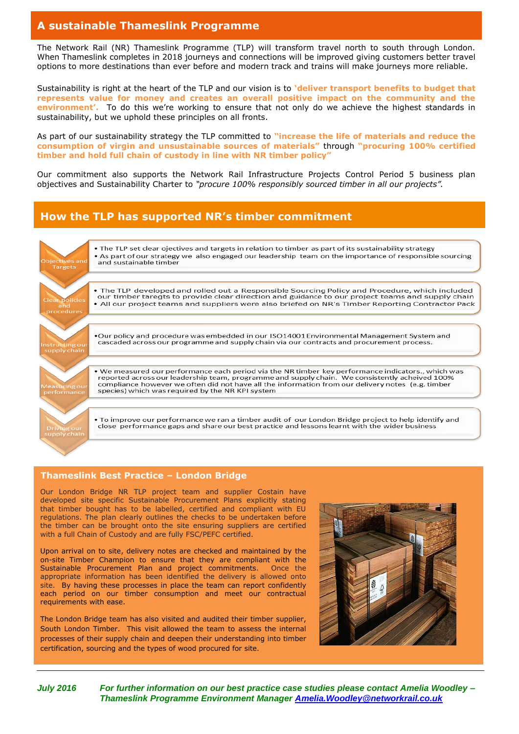## A sustainable Thameslink Programme

The Network Rail (NR) Thameslink Programme (TLP) will transform travel north to south through London. When Thameslink completes in 2018 journeys and connections will be improved giving customers better travel options to more destinations than ever before and modern track and trains will make journeys more reliable.

Sustainability is right at the heart of the TLP and our vision is to **'deliver transport benefits to budget that represents value for money and creates an overall positive impact on the community and the environment'.** To do this we're working to ensure that not only do we achieve the highest standards in sustainability, but we uphold these principles on all fronts.

As part of our sustainability strategy the TLP committed to **"increase the life of materials and reduce the consumption of virgin and unsustainable sources of materials"** through **"procuring 100% certified timber and hold full chain of custody in line with NR timber policy"**

Our commitment also supports the Network Rail Infrastructure Projects Control Period 5 business plan objectives and Sustainability Charter to *"procure 100% responsibly sourced timber in all our projects".*

## How the TLP has supported NR's timber commitment

**Objectives and Targets**

- The TLP set clear ojectives and targets in relation to timber as part of its sustainability strategy
- As part of our strategy we also engaged our leadership team on the importance of responsible sourcing and sustainable timber

**Clear policies and procedures**

- The TLP developed and rolled out a Responsible Sourcing Policy and Procedure, which included our timber taregts to provide clear direction and guidance to our project teams and supply chain
- All our project teams and suppliers were also briefed on NR's Timber Reporting Contractor Pack

**Instructing our supply chain**

- Our policy and procedure was embedded in our ISO14001 Environmental Management System and cascaded across our programme and supply chain via our contracts and procurement process.

**Measuring our performance**

- We measured our performance each period via the NR timber key performance indicators., which was reported across our leadership team, programme and supply chain. We consistently acheived 100% compliance however we often did not have all the information from our delivery notes (e.g. timber species) which was required by the NR KPI system

**Driving our supply chain**

- To improve our performance we ran a timber audit of our London Bridge project to help identify and close performance gaps and share our best practice and lessons learnt with the wider business

### Thameslink Best Practice – London Bridge

Our London Bridge NR TLP project team and supplier Costain have developed site specific Sustainable Procurement Plans explicitly stating that timber bought has to be labelled, certified and compliant with EU regulations. The plan clearly outlines the checks to be undertaken before the timber can be brought onto the site ensuring suppliers are certified with a full Chain of Custody and are fully FSC/PEFC certified.

Upon arrival on to site, delivery notes are checked and maintained by the on-site Timber Champion to ensure that they are compliant with the Sustainable Procurement Plan and project commitments. Once the appropriate information has been identified the delivery is allowed onto site. By having these processes in place the team can report confidently each period on our timber consumption and meet our contractual requirements with ease.

The London Bridge team has also visited and audited their timber supplier, South London Timber. This visit allowed the team to assess the internal processes of their supply chain and deepen their understanding into timber certification, sourcing and the types of wood procured for site.

***July 2016*** ***For further information on our best practice case studies please contact Amelia Woodley – Thameslink Programme Environment Manager [Amelia.Woodley@networkrail.co.uk](mailto:Amelia.Woodley@networkrail.co.uk)***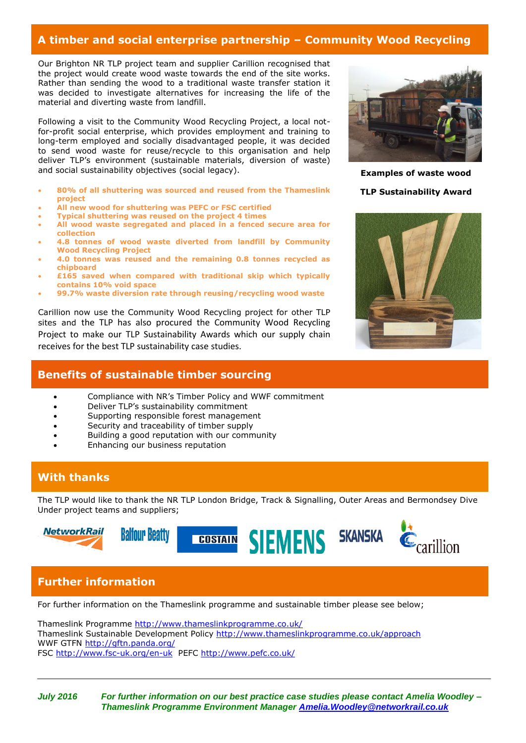## A timber and social enterprise partnership – Community Wood Recycling

Our Brighton NR TLP project team and supplier Carillion recognised that the project would create wood waste towards the end of the site works. Rather than sending the wood to a traditional waste transfer station it was decided to investigate alternatives for increasing the life of the material and diverting waste from landfill.

Following a visit to the Community Wood Recycling Project, a local not-for-profit social enterprise, which provides employment and training to long-term employed and socially disadvantaged people, it was decided to send wood waste for reuse/recycle to this organisation and help deliver TLP's environment (sustainable materials, diversion of waste) and social sustainability objectives (social legacy).

- **80% of all shuttering was sourced and reused from the Thameslink project**
- **All new wood for shuttering was PEFC or FSC certified**
- **Typical shuttering was reused on the project 4 times**
- **All wood waste segregated and placed in a fenced secure area for collection**
- **4.8 tonnes of wood waste diverted from landfill by Community Wood Recycling Project**
- **4.0 tonnes was reused and the remaining 0.8 tonnes recycled as chipboard**
- **£165 saved when compared with traditional skip which typically contains 10% void space**
- **99.7% waste diversion rate through reusing/recycling wood waste**

Carillion now use the Community Wood Recycling project for other TLP sites and the TLP has also procured the Community Wood Recycling Project to make our TLP Sustainability Awards which our supply chain receives for the best TLP sustainability case studies.

**Examples of waste wood**

**TLP Sustainability Award**

## Benefits of sustainable timber sourcing

- Compliance with NR's Timber Policy and WWF commitment
- Deliver TLP's sustainability commitment
- Supporting responsible forest management
- Security and traceability of timber supply
- Building a good reputation with our community
- Enhancing our business reputation

## With thanks

The TLP would like to thank the NR TLP London Bridge, Track & Signalling, Outer Areas and Bermondsey Dive Under project teams and suppliers;

NetworkRail Balfour Beatty COSTAIN SIEMENS SKANSKA carillion

## Further information

For further information on the Thameslink programme and sustainable timber please see below;

Thameslink Programme http://www.thameslinkprogramme.co.uk/
Thameslink Sustainable Development Policy http://www.thameslinkprogramme.co.uk/approach
WWF GTFN http://gftn.panda.org/
FSC http://www.fsc-uk.org/en-uk PEFC http://www.pefc.co.uk/

---

***July 2016*** ***For further information on our best practice case studies please contact Amelia Woodley – Thameslink Programme Environment Manager Amelia.Woodley@networkrail.co.uk***